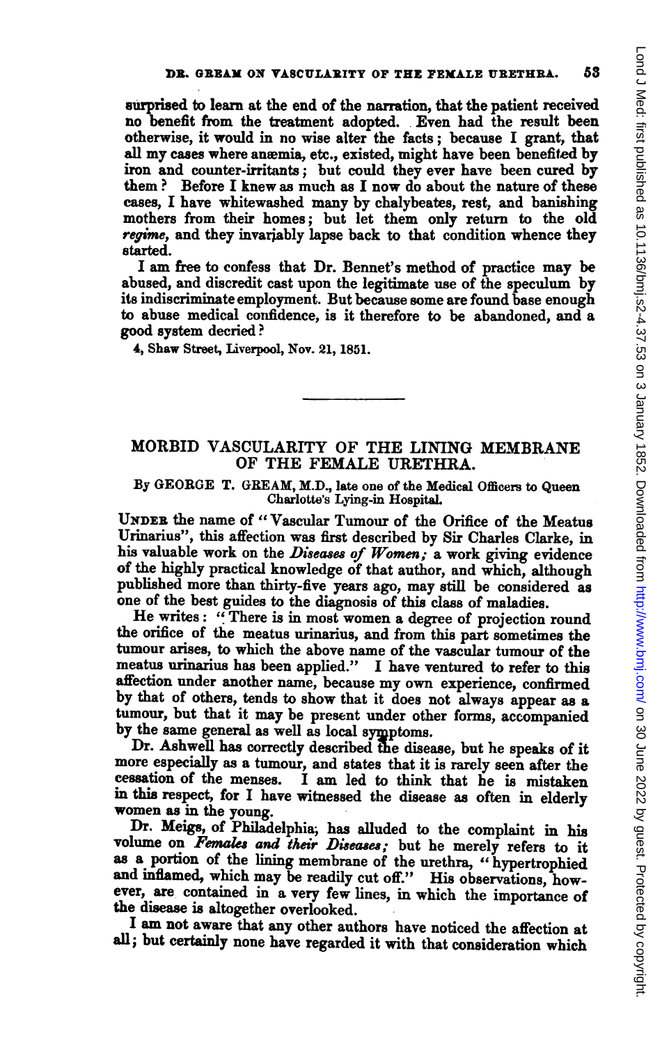surprised to learn at the end of the narration, that the patient received no benefit from the treatment adopted. Even had the result been otherwise, it would in no wise alter the facts; because I grant, that all my cases where anæmia, etc., existed, might have been benefited by iron and counter-irritants; but could they ever have been cured by them? Before I knew as much as I now do about the nature of these cases, I have whitewashed many by chalybeates, rest, and banishing mothers from their homes; but let them only return to the old *regime*, and they invariably lapse back to that condition whence they started.

I am free to confess that Dr. Bennet's method of practice may be abused, and discredit cast upon the legitimate use of the speculum by its indiscriminate employment. But because some are found base enough to abuse medical confidence, is it therefore to be abandoned, and a good system decried?

4, Shaw Street, Liverpool, Nov. 21, 1851.

---

## MORBID VASCULARITY OF THE LINING MEMBRANE OF THE FEMALE URETHRA.

By GEORGE T. GREAM, M.D., late one of the Medical Officers to Queen Charlotte's Lying-in Hospital.

UNDER the name of "Vascular Tumour of the Orifice of the Meatus Urinarius", this affection was first described by Sir Charles Clarke, in his valuable work on the *Diseases of Women;* a work giving evidence of the highly practical knowledge of that author, and which, although published more than thirty-five years ago, may still be considered as one of the best guides to the diagnosis of this class of maladies.

He writes: "There is in most women a degree of projection round the orifice of the meatus urinarius, and from this part sometimes the tumour arises, to which the above name of the vascular tumour of the meatus urinarius has been applied." I have ventured to refer to this affection under another name, because my own experience, confirmed by that of others, tends to show that it does not always appear as a tumour, but that it may be present under other forms, accompanied by the same general as well as local symptoms.

Dr. Ashwell has correctly described the disease, but he speaks of it more especially as a tumour, and states that it is rarely seen after the cessation of the menses. I am led to think that he is mistaken in this respect, for I have witnessed the disease as often in elderly women as in the young.

Dr. Meigs, of Philadelphia, has alluded to the complaint in his volume on *Females and their Diseases;* but he merely refers to it as a portion of the lining membrane of the urethra, "hypertrophied and inflamed, which may be readily cut off." His observations, however, are contained in a very few lines, in which the importance of the disease is altogether overlooked.

I am not aware that any other authors have noticed the affection at all; but certainly none have regarded it with that consideration which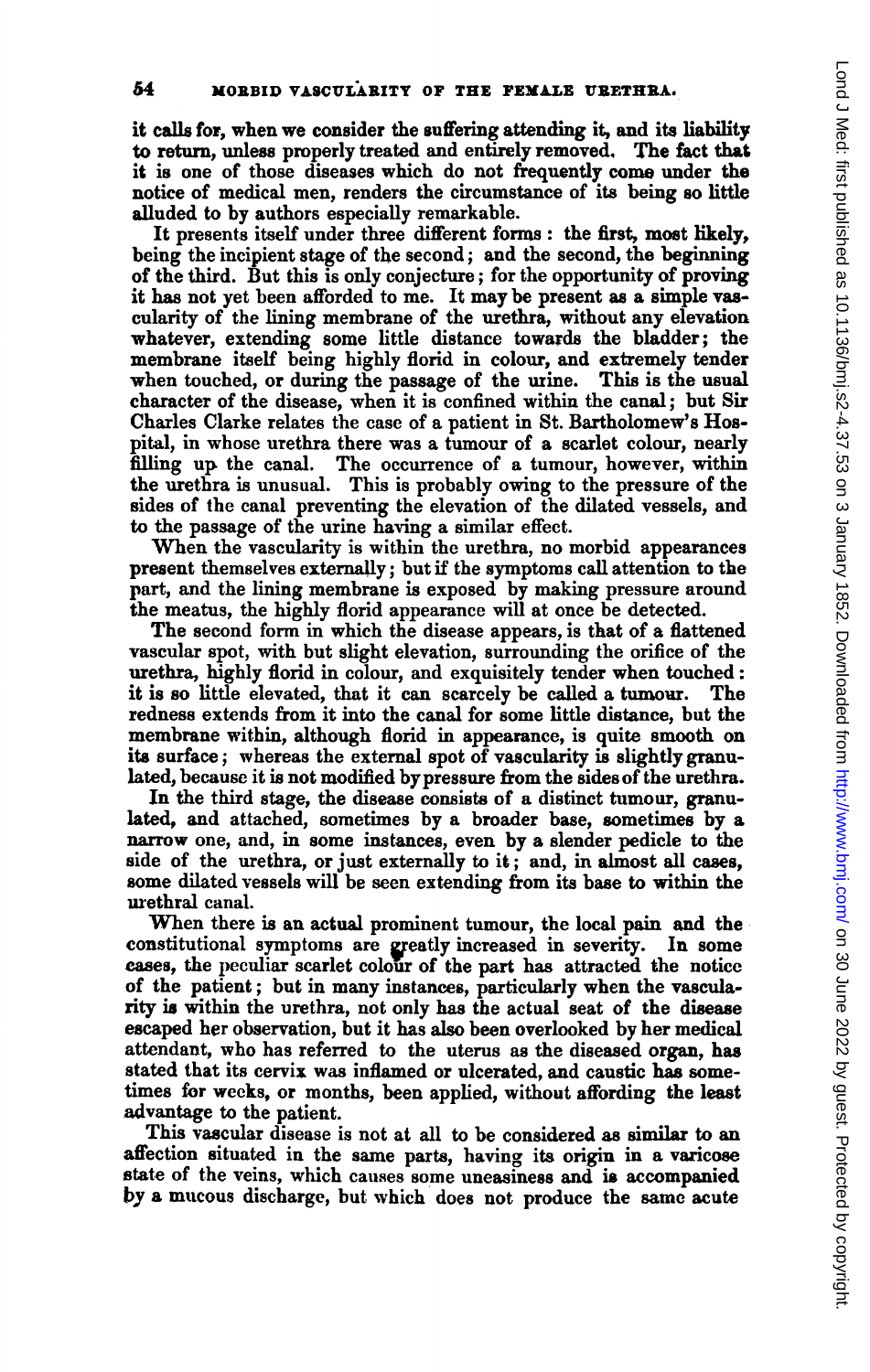it calls for, when we consider the suffering attending it, and its liability to return, unless properly treated and entirely removed. The fact that it is one of those diseases which do not frequently come under the notice of medical men, renders the circumstance of its being so little alluded to by authors especially remarkable.

It presents itself under three different forms: the first, most likely, being the incipient stage of the second; and the second, the beginning of the third. But this is only conjecture; for the opportunity of proving it has not yet been afforded to me. It may be present as a simple vascularity of the lining membrane of the urethra, without any elevation whatever, extending some little distance towards the bladder; the membrane itself being highly florid in colour, and extremely tender when touched, or during the passage of the urine. This is the usual character of the disease, when it is confined within the canal; but Sir Charles Clarke relates the case of a patient in St. Bartholomew's Hospital, in whose urethra there was a tumour of a scarlet colour, nearly filling up the canal. The occurrence of a tumour, however, within the urethra is unusual. This is probably owing to the pressure of the sides of the canal preventing the elevation of the dilated vessels, and to the passage of the urine having a similar effect.

When the vascularity is within the urethra, no morbid appearances present themselves externally; but if the symptoms call attention to the part, and the lining membrane is exposed by making pressure around the meatus, the highly florid appearance will at once be detected.

The second form in which the disease appears, is that of a flattened vascular spot, with but slight elevation, surrounding the orifice of the urethra, highly florid in colour, and exquisitely tender when touched: it is so little elevated, that it can scarcely be called a tumour. The redness extends from it into the canal for some little distance, but the membrane within, although florid in appearance, is quite smooth on its surface; whereas the external spot of vascularity is slightly granulated, because it is not modified by pressure from the sides of the urethra.

In the third stage, the disease consists of a distinct tumour, granulated, and attached, sometimes by a broader base, sometimes by a narrow one, and, in some instances, even by a slender pedicle to the side of the urethra, or just externally to it; and, in almost all cases, some dilated vessels will be seen extending from its base to within the urethral canal.

When there is an actual prominent tumour, the local pain and the constitutional symptoms are greatly increased in severity. In some cases, the peculiar scarlet colour of the part has attracted the notice of the patient; but in many instances, particularly when the vascularity is within the urethra, not only has the actual seat of the disease escaped her observation, but it has also been overlooked by her medical attendant, who has referred to the uterus as the diseased organ, has stated that its cervix was inflamed or ulcerated, and caustic has sometimes for weeks, or months, been applied, without affording the least advantage to the patient.

This vascular disease is not at all to be considered as similar to an affection situated in the same parts, having its origin in a varicose state of the veins, which causes some uneasiness and is accompanied by a mucous discharge, but which does not produce the same acute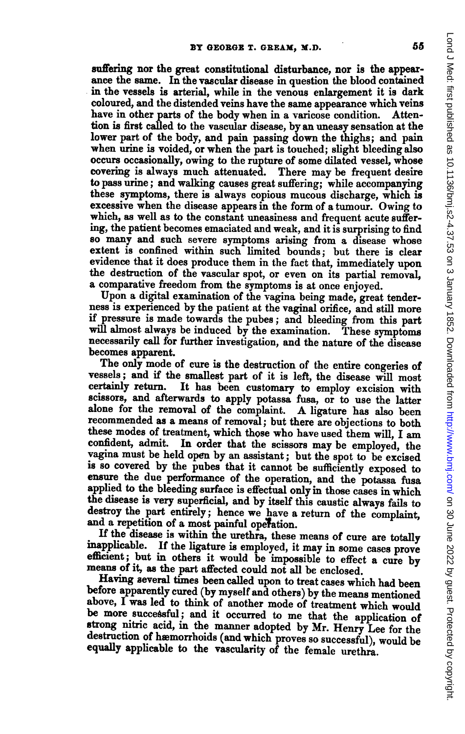suffering nor the great constitutional disturbance, nor is the appearance the same. In the vascular disease in question the blood contained in the vessels is arterial, while in the venous enlargement it is dark coloured, and the distended veins have the same appearance which veins have in other parts of the body when in a varicose condition. Attention is first called to the vascular disease, by an uneasy sensation at the lower part of the body, and pain passing down the thighs; and pain when urine is voided, or when the part is touched; slight bleeding also occurs occasionally, owing to the rupture of some dilated vessel, whose covering is always much attenuated. There may be frequent desire to pass urine; and walking causes great suffering; while accompanying these symptoms, there is always copious mucous discharge, which is excessive when the disease appears in the form of a tumour. Owing to which, as well as to the constant uneasiness and frequent acute suffering, the patient becomes emaciated and weak, and it is surprising to find so many and such severe symptoms arising from a disease whose extent is confined within such limited bounds; but there is clear evidence that it does produce them in the fact that, immediately upon the destruction of the vascular spot, or even on its partial removal, a comparative freedom from the symptoms is at once enjoyed.

Upon a digital examination of the vagina being made, great tenderness is experienced by the patient at the vaginal orifice, and still more if pressure is made towards the pubes; and bleeding from this part will almost always be induced by the examination. These symptoms necessarily call for further investigation, and the nature of the disease becomes apparent.

The only mode of cure is the destruction of the entire congeries of vessels; and if the smallest part of it is left, the disease will most certainly return. It has been customary to employ excision with scissors, and afterwards to apply potassa fusa, or to use the latter alone for the removal of the complaint. A ligature has also been recommended as a means of removal; but there are objections to both these modes of treatment, which those who have used them will, I am confident, admit. In order that the scissors may be employed, the vagina must be held open by an assistant; but the spot to be excised is so covered by the pubes that it cannot be sufficiently exposed to ensure the due performance of the operation, and the potassa fusa applied to the bleeding surface is effectual only in those cases in which the disease is very superficial, and by itself this caustic always fails to destroy the part entirely; hence we have a return of the complaint, and a repetition of a most painful operation.

If the disease is within the urethra, these means of cure are totally inapplicable. If the ligature is employed, it may in some cases prove efficient; but in others it would be impossible to effect a cure by means of it, as the part affected could not all be enclosed.

Having several times been called upon to treat cases which had been before apparently cured (by myself and others) by the means mentioned above, I was led to think of another mode of treatment which would be more successful; and it occurred to me that the application of strong nitric acid, in the manner adopted by Mr. Henry Lee for the destruction of hæmorrhoids (and which proves so successful), would be equally applicable to the vascularity of the female urethra.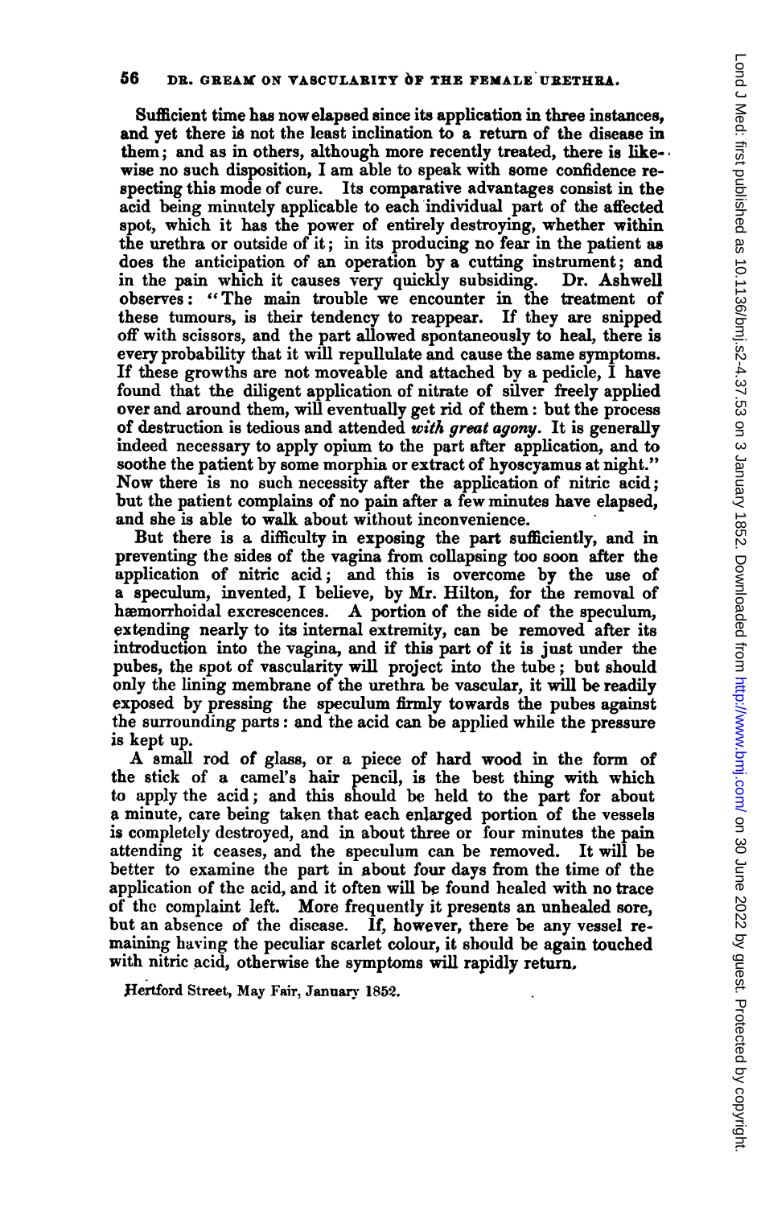Sufficient time has now elapsed since its application in three instances, and yet there is not the least inclination to a return of the disease in them; and as in others, although more recently treated, there is likewise no such disposition, I am able to speak with some confidence respecting this mode of cure. Its comparative advantages consist in the acid being minutely applicable to each individual part of the affected spot, which it has the power of entirely destroying, whether within the urethra or outside of it; in its producing no fear in the patient as does the anticipation of an operation by a cutting instrument; and in the pain which it causes very quickly subsiding. Dr. Ashwell observes: "The main trouble we encounter in the treatment of these tumours, is their tendency to reappear. If they are snipped off with scissors, and the part allowed spontaneously to heal, there is every probability that it will repullulate and cause the same symptoms. If these growths are not moveable and attached by a pedicle, I have found that the diligent application of nitrate of silver freely applied over and around them, will eventually get rid of them: but the process of destruction is tedious and attended *with great agony*. It is generally indeed necessary to apply opium to the part after application, and to soothe the patient by some morphia or extract of hyoscyamus at night." Now there is no such necessity after the application of nitric acid; but the patient complains of no pain after a few minutes have elapsed, and she is able to walk about without inconvenience.

But there is a difficulty in exposing the part sufficiently, and in preventing the sides of the vagina from collapsing too soon after the application of nitric acid; and this is overcome by the use of a speculum, invented, I believe, by Mr. Hilton, for the removal of hæmorrhoidal excrescences. A portion of the side of the speculum, extending nearly to its internal extremity, can be removed after its introduction into the vagina, and if this part of it is just under the pubes, the spot of vascularity will project into the tube; but should only the lining membrane of the urethra be vascular, it will be readily exposed by pressing the speculum firmly towards the pubes against the surrounding parts: and the acid can be applied while the pressure is kept up.

A small rod of glass, or a piece of hard wood in the form of the stick of a camel's hair pencil, is the best thing with which to apply the acid; and this should be held to the part for about a minute, care being taken that each enlarged portion of the vessels is completely destroyed, and in about three or four minutes the pain attending it ceases, and the speculum can be removed. It will be better to examine the part in about four days from the time of the application of the acid, and it often will be found healed with no trace of the complaint left. More frequently it presents an unhealed sore, but an absence of the disease. If, however, there be any vessel remaining having the peculiar scarlet colour, it should be again touched with nitric acid, otherwise the symptoms will rapidly return.

Hertford Street, May Fair, January 1852.